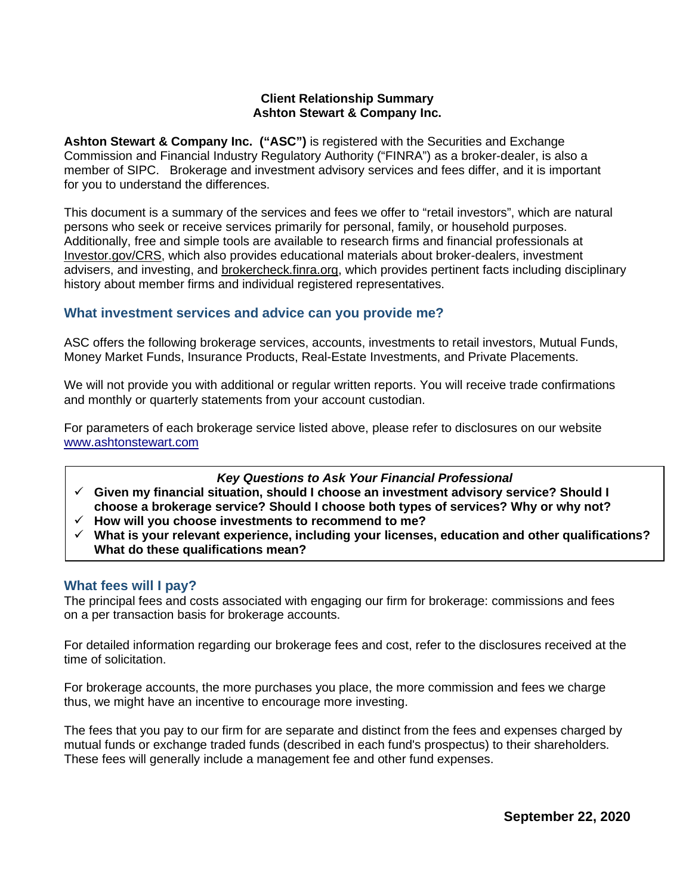**Client Relationship Summary**
**Ashton Stewart & Company Inc.**

**Ashton Stewart & Company Inc. ("ASC")** is registered with the Securities and Exchange Commission and Financial Industry Regulatory Authority ("FINRA") as a broker-dealer, is also a member of SIPC. Brokerage and investment advisory services and fees differ, and it is important for you to understand the differences.

This document is a summary of the services and fees we offer to "retail investors", which are natural persons who seek or receive services primarily for personal, family, or household purposes. Additionally, free and simple tools are available to research firms and financial professionals at Investor.gov/CRS, which also provides educational materials about broker-dealers, investment advisers, and investing, and brokercheck.finra.org, which provides pertinent facts including disciplinary history about member firms and individual registered representatives.

## What investment services and advice can you provide me?

ASC offers the following brokerage services, accounts, investments to retail investors, Mutual Funds, Money Market Funds, Insurance Products, Real-Estate Investments, and Private Placements.

We will not provide you with additional or regular written reports. You will receive trade confirmations and monthly or quarterly statements from your account custodian.

For parameters of each brokerage service listed above, please refer to disclosures on our website www.ashtonstewart.com

***Key Questions to Ask Your Financial Professional***

- ✓ **Given my financial situation, should I choose an investment advisory service? Should I choose a brokerage service? Should I choose both types of services? Why or why not?**
- ✓ **How will you choose investments to recommend to me?**
- ✓ **What is your relevant experience, including your licenses, education and other qualifications? What do these qualifications mean?**

## What fees will I pay?

The principal fees and costs associated with engaging our firm for brokerage: commissions and fees on a per transaction basis for brokerage accounts.

For detailed information regarding our brokerage fees and cost, refer to the disclosures received at the time of solicitation.

For brokerage accounts, the more purchases you place, the more commission and fees we charge thus, we might have an incentive to encourage more investing.

The fees that you pay to our firm for are separate and distinct from the fees and expenses charged by mutual funds or exchange traded funds (described in each fund's prospectus) to their shareholders. These fees will generally include a management fee and other fund expenses.

**September 22, 2020**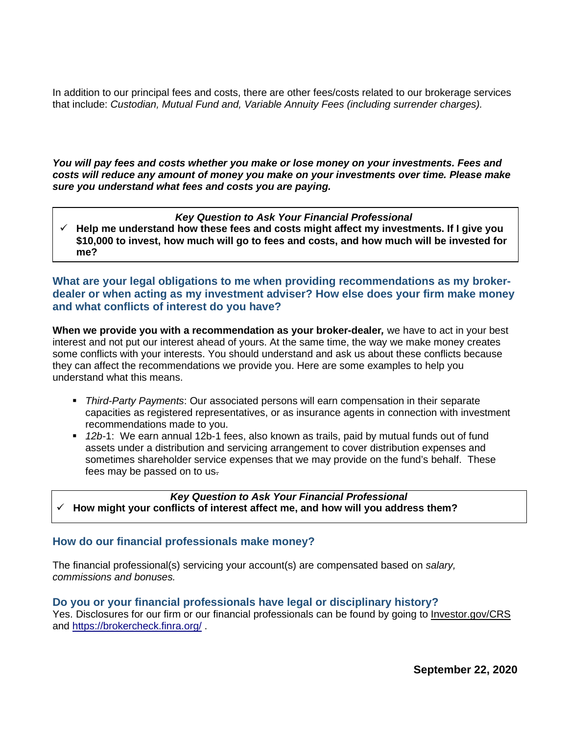In addition to our principal fees and costs, there are other fees/costs related to our brokerage services that include: *Custodian, Mutual Fund and, Variable Annuity Fees (including surrender charges).*

***You will pay fees and costs whether you make or lose money on your investments. Fees and costs will reduce any amount of money you make on your investments over time. Please make sure you understand what fees and costs you are paying.***

> ***Key Question to Ask Your Financial Professional***
>
> ✓ **Help me understand how these fees and costs might affect my investments. If I give you $10,000 to invest, how much will go to fees and costs, and how much will be invested for me?**

## What are your legal obligations to me when providing recommendations as my broker-dealer or when acting as my investment adviser? How else does your firm make money and what conflicts of interest do you have?

**When we provide you with a recommendation as your broker-dealer*,*** we have to act in your best interest and not put our interest ahead of yours. At the same time, the way we make money creates some conflicts with your interests. You should understand and ask us about these conflicts because they can affect the recommendations we provide you. Here are some examples to help you understand what this means.

- *Third-Party Payments*: Our associated persons will earn compensation in their separate capacities as registered representatives, or as insurance agents in connection with investment recommendations made to you.
- *12b*-1: We earn annual 12b-1 fees, also known as trails, paid by mutual funds out of fund assets under a distribution and servicing arrangement to cover distribution expenses and sometimes shareholder service expenses that we may provide on the fund's behalf. These fees may be passed on to us.

> ***Key Question to Ask Your Financial Professional***
>
> ✓ **How might your conflicts of interest affect me, and how will you address them?**

## How do our financial professionals make money?

The financial professional(s) servicing your account(s) are compensated based on *salary, commissions and bonuses.*

## Do you or your financial professionals have legal or disciplinary history?

Yes. Disclosures for our firm or our financial professionals can be found by going to Investor.gov/CRS and https://brokercheck.finra.org/ .

**September 22, 2020**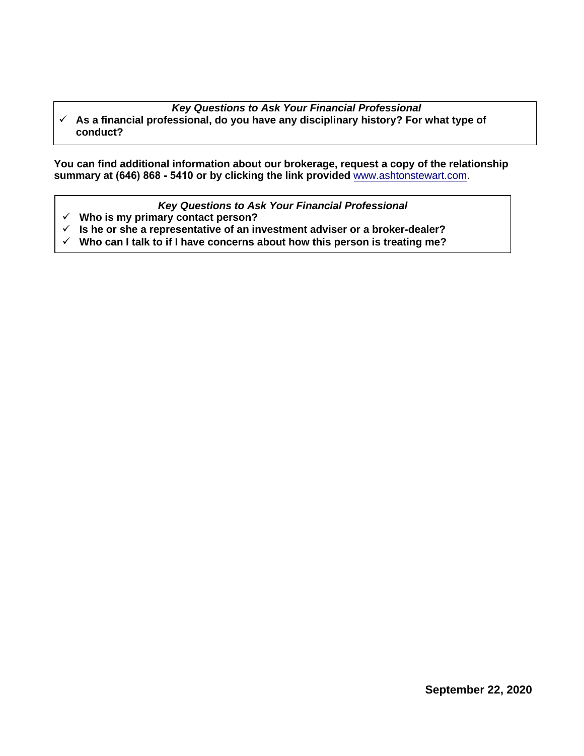***Key Questions to Ask Your Financial Professional***

- ✓ **As a financial professional, do you have any disciplinary history? For what type of conduct?**

**You can find additional information about our brokerage, request a copy of the relationship summary at (646) 868 - 5410 or by clicking the link provided** www.ashtonstewart.com.

***Key Questions to Ask Your Financial Professional***

- ✓ **Who is my primary contact person?**
- ✓ **Is he or she a representative of an investment adviser or a broker-dealer?**
- ✓ **Who can I talk to if I have concerns about how this person is treating me?**

**September 22, 2020**